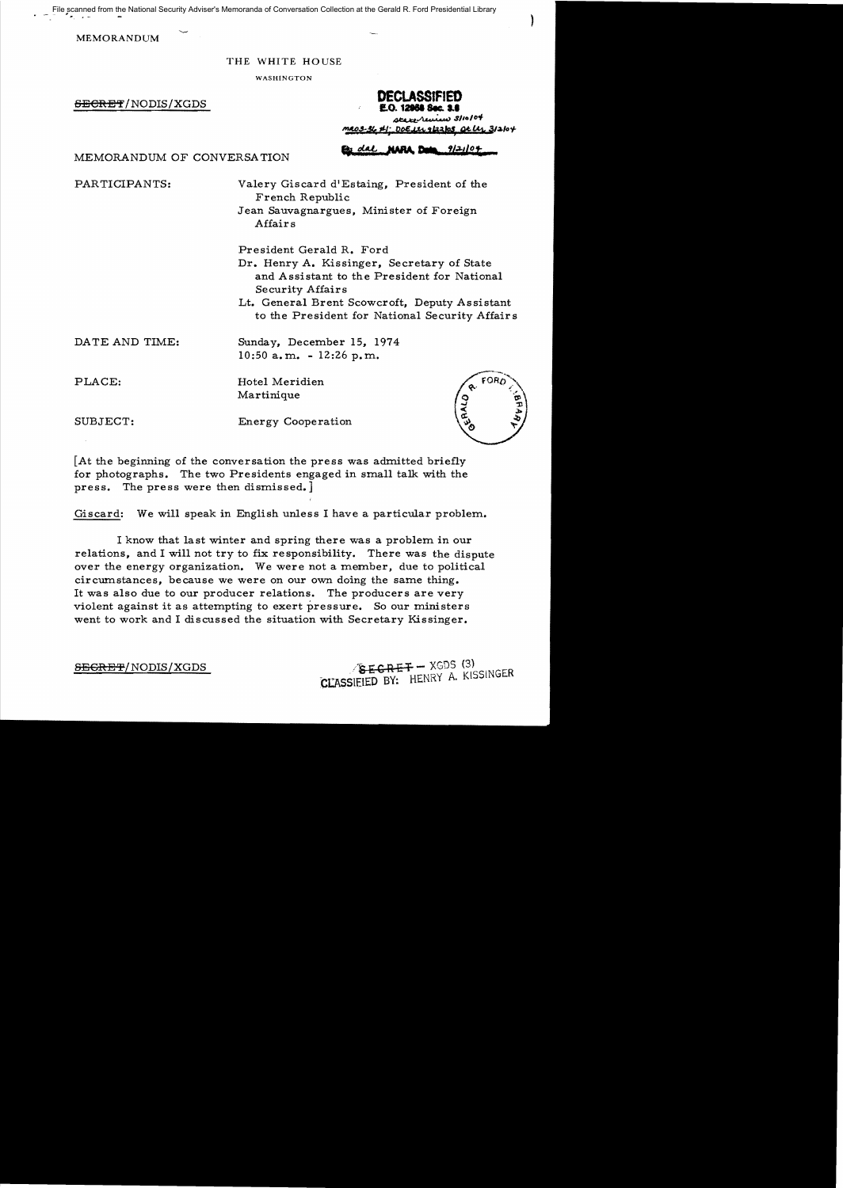MEMORANDUM

THE WHITE HOUSE

WASHINGTON

~~SECRET~~/NODIS/XGDS

**DECLASSIFIED**
**E.O. 12958 Sec. 3.6**
state review 3/10/04
MR03-36 #1; DOE ltr 9/23/03; OSD ltr 3/2/04
By dal NARA, Date 9/21/04

MEMORANDUM OF CONVERSATION

PARTICIPANTS: Valery Giscard d'Estaing, President of the French Republic
Jean Sauvagnargues, Minister of Foreign Affairs

President Gerald R. Ford
Dr. Henry A. Kissinger, Secretary of State and Assistant to the President for National Security Affairs
Lt. General Brent Scowcroft, Deputy Assistant to the President for National Security Affairs

DATE AND TIME: Sunday, December 15, 1974
10:50 a.m. - 12:26 p.m.

PLACE: Hotel Meridien
Martinique

SUBJECT: Energy Cooperation

[At the beginning of the conversation the press was admitted briefly for photographs. The two Presidents engaged in small talk with the press. The press were then dismissed.]

Giscard: We will speak in English unless I have a particular problem.

I know that last winter and spring there was a problem in our relations, and I will not try to fix responsibility. There was the dispute over the energy organization. We were not a member, due to political circumstances, because we were on our own doing the same thing. It was also due to our producer relations. The producers are very violent against it as attempting to exert pressure. So our ministers went to work and I discussed the situation with Secretary Kissinger.

~~SECRET~~/NODIS/XGDS

~~SECRET~~ – XGDS (3)
CLASSIFIED BY: HENRY A. KISSINGER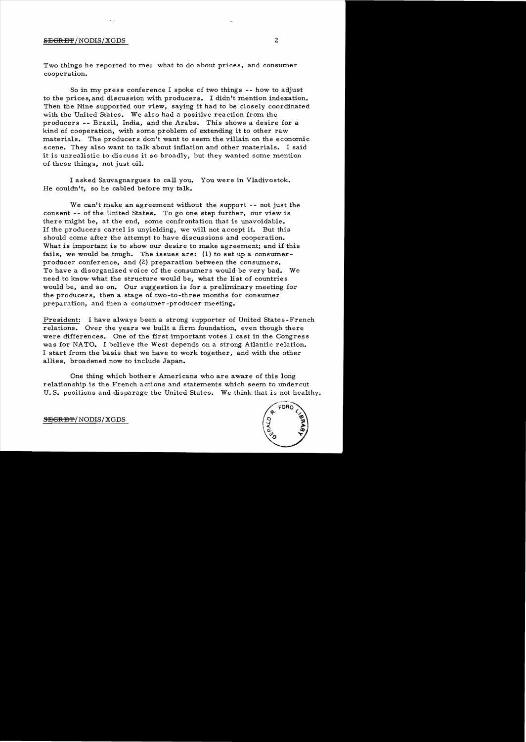Two things he reported to me: what to do about prices, and consumer cooperation.

So in my press conference I spoke of two things -- how to adjust to the prices, and discussion with producers. I didn't mention indexation. Then the Nine supported our view, saying it had to be closely coordinated with the United States. We also had a positive reaction from the producers -- Brazil, India, and the Arabs. This shows a desire for a kind of cooperation, with some problem of extending it to other raw materials. The producers don't want to seem the villain on the economic scene. They also want to talk about inflation and other materials. I said it is unrealistic to discuss it so broadly, but they wanted some mention of these things, not just oil.

I asked Sauvagnargues to call you. You were in Vladivostok. He couldn't, so he cabled before my talk.

We can't make an agreement without the support -- not just the consent -- of the United States. To go one step further, our view is there might be, at the end, some confrontation that is unavoidable. If the producers cartel is unyielding, we will not accept it. But this should come after the attempt to have discussions and cooperation. What is important is to show our desire to make agreement; and if this fails, we would be tough. The issues are: (1) to set up a consumer-producer conference, and (2) preparation between the consumers. To have a disorganized voice of the consumers would be very bad. We need to know what the structure would be, what the list of countries would be, and so on. Our suggestion is for a preliminary meeting for the producers, then a stage of two-to-three months for consumer preparation, and then a consumer-producer meeting.

President: I have always been a strong supporter of United States-French relations. Over the years we built a firm foundation, even though there were differences. One of the first important votes I cast in the Congress was for NATO. I believe the West depends on a strong Atlantic relation. I start from the basis that we have to work together, and with the other allies, broadened now to include Japan.

One thing which bothers Americans who are aware of this long relationship is the French actions and statements which seem to undercut U.S. positions and disparage the United States. We think that is not healthy.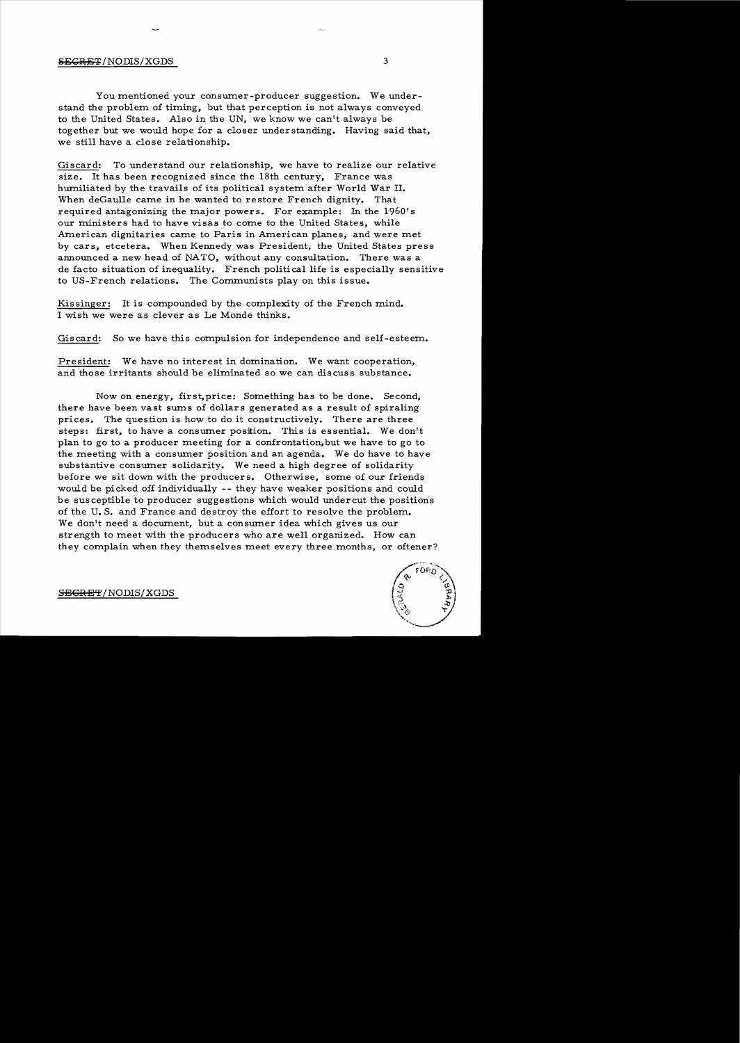You mentioned your consumer-producer suggestion. We understand the problem of timing, but that perception is not always conveyed to the United States. Also in the UN, we know we can't always be together but we would hope for a closer understanding. Having said that, we still have a close relationship.

Giscard: To understand our relationship, we have to realize our relative size. It has been recognized since the 18th century, France was humiliated by the travails of its political system after World War II. When deGaulle came in he wanted to restore French dignity. That required antagonizing the major powers. For example: In the 1960's our ministers had to have visas to come to the United States, while American dignitaries came to Paris in American planes, and were met by cars, etcetera. When Kennedy was President, the United States press announced a new head of NATO, without any consultation. There was a de facto situation of inequality. French political life is especially sensitive to US-French relations. The Communists play on this issue.

Kissinger: It is compounded by the complexity of the French mind. I wish we were as clever as Le Monde thinks.

Giscard: So we have this compulsion for independence and self-esteem.

President: We have no interest in domination. We want cooperation, and those irritants should be eliminated so we can discuss substance.

Now on energy, first, price: Something has to be done. Second, there have been vast sums of dollars generated as a result of spiraling prices. The question is how to do it constructively. There are three steps: first, to have a consumer position. This is essential. We don't plan to go to a producer meeting for a confrontation, but we have to go to the meeting with a consumer position and an agenda. We do have to have substantive consumer solidarity. We need a high degree of solidarity before we sit down with the producers. Otherwise, some of our friends would be picked off individually -- they have weaker positions and could be susceptible to producer suggestions which would undercut the positions of the U.S. and France and destroy the effort to resolve the problem. We don't need a document, but a consumer idea which gives us our strength to meet with the producers who are well organized. How can they complain when they themselves meet every three months, or oftener?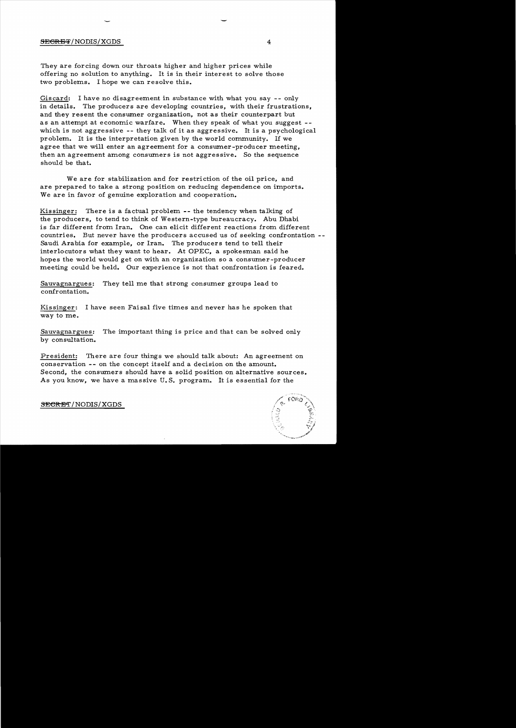They are forcing down our throats higher and higher prices while offering no solution to anything. It is in their interest to solve those two problems. I hope we can resolve this.

Giscard: I have no disagreement in substance with what you say -- only in details. The producers are developing countries, with their frustrations, and they resent the consumer organization, not as their counterpart but as an attempt at economic warfare. When they speak of what you suggest -- which is not aggressive -- they talk of it as aggressive. It is a psychological problem. It is the interpretation given by the world community. If we agree that we will enter an agreement for a consumer-producer meeting, then an agreement among consumers is not aggressive. So the sequence should be that.

We are for stabilization and for restriction of the oil price, and are prepared to take a strong position on reducing dependence on imports. We are in favor of genuine exploration and cooperation.

Kissinger: There is a factual problem -- the tendency when talking of the producers, to tend to think of Western-type bureaucracy. Abu Dhabi is far different from Iran. One can elicit different reactions from different countries. But never have the producers accused us of seeking confrontation -- Saudi Arabia for example, or Iran. The producers tend to tell their interlocutors what they want to hear. At OPEC, a spokesman said he hopes the world would get on with an organization so a consumer-producer meeting could be held. Our experience is not that confrontation is feared.

Sauvagnargues: They tell me that strong consumer groups lead to confrontation.

Kissinger: I have seen Faisal five times and never has he spoken that way to me.

Sauvagnargues: The important thing is price and that can be solved only by consultation.

President: There are four things we should talk about: An agreement on conservation -- on the concept itself and a decision on the amount. Second, the consumers should have a solid position on alternative sources. As you know, we have a massive U.S. program. It is essential for the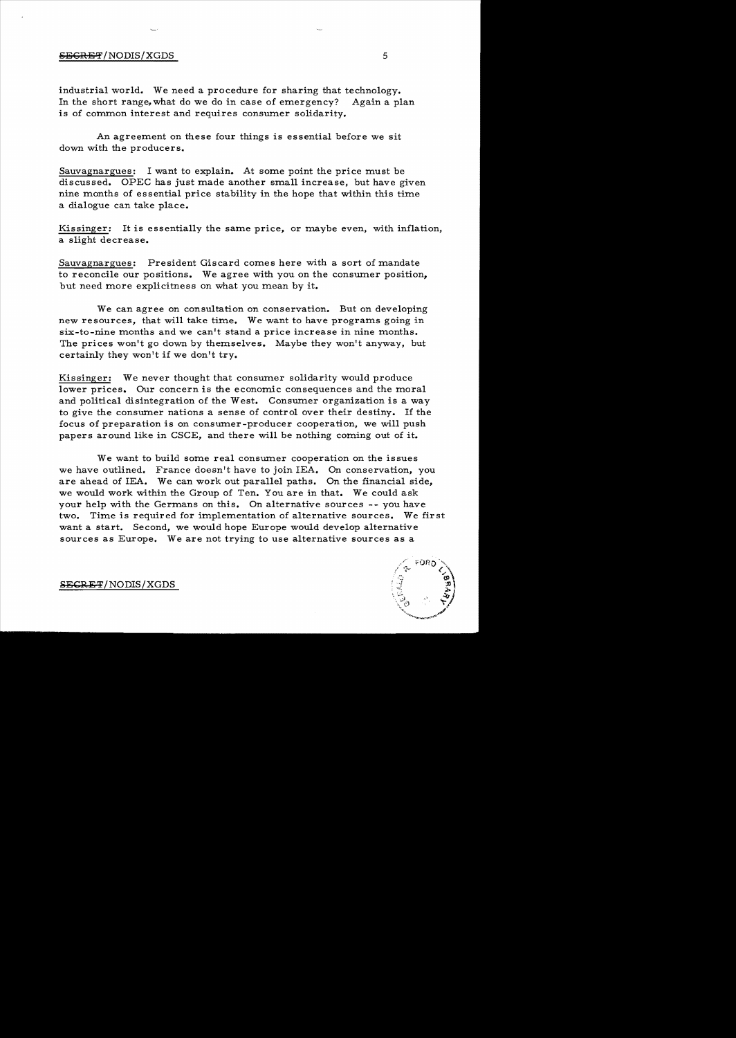industrial world. We need a procedure for sharing that technology. In the short range, what do we do in case of emergency? Again a plan is of common interest and requires consumer solidarity.

An agreement on these four things is essential before we sit down with the producers.

Sauvagnargues: I want to explain. At some point the price must be discussed. OPEC has just made another small increase, but have given nine months of essential price stability in the hope that within this time a dialogue can take place.

Kissinger: It is essentially the same price, or maybe even, with inflation, a slight decrease.

Sauvagnargues: President Giscard comes here with a sort of mandate to reconcile our positions. We agree with you on the consumer position, but need more explicitness on what you mean by it.

We can agree on consultation on conservation. But on developing new resources, that will take time. We want to have programs going in six-to-nine months and we can't stand a price increase in nine months. The prices won't go down by themselves. Maybe they won't anyway, but certainly they won't if we don't try.

Kissinger: We never thought that consumer solidarity would produce lower prices. Our concern is the economic consequences and the moral and political disintegration of the West. Consumer organization is a way to give the consumer nations a sense of control over their destiny. If the focus of preparation is on consumer-producer cooperation, we will push papers around like in CSCE, and there will be nothing coming out of it.

We want to build some real consumer cooperation on the issues we have outlined. France doesn't have to join IEA. On conservation, you are ahead of IEA. We can work out parallel paths. On the financial side, we would work within the Group of Ten. You are in that. We could ask your help with the Germans on this. On alternative sources -- you have two. Time is required for implementation of alternative sources. We first want a start. Second, we would hope Europe would develop alternative sources as Europe. We are not trying to use alternative sources as a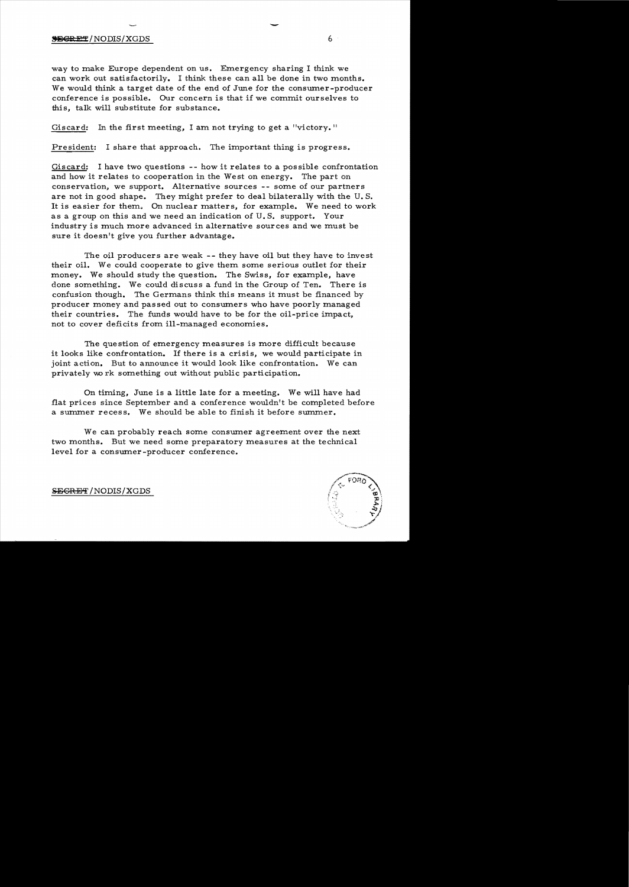way to make Europe dependent on us. Emergency sharing I think we can work out satisfactorily. I think these can all be done in two months. We would think a target date of the end of June for the consumer-producer conference is possible. Our concern is that if we commit ourselves to this, talk will substitute for substance.

Giscard: In the first meeting, I am not trying to get a "victory."

President: I share that approach. The important thing is progress.

Giscard: I have two questions -- how it relates to a possible confrontation and how it relates to cooperation in the West on energy. The part on conservation, we support. Alternative sources -- some of our partners are not in good shape. They might prefer to deal bilaterally with the U.S. It is easier for them. On nuclear matters, for example. We need to work as a group on this and we need an indication of U.S. support. Your industry is much more advanced in alternative sources and we must be sure it doesn't give you further advantage.

The oil producers are weak -- they have oil but they have to invest their oil. We could cooperate to give them some serious outlet for their money. We should study the question. The Swiss, for example, have done something. We could discuss a fund in the Group of Ten. There is confusion though. The Germans think this means it must be financed by producer money and passed out to consumers who have poorly managed their countries. The funds would have to be for the oil-price impact, not to cover deficits from ill-managed economies.

The question of emergency measures is more difficult because it looks like confrontation. If there is a crisis, we would participate in joint action. But to announce it would look like confrontation. We can privately work something out without public participation.

On timing, June is a little late for a meeting. We will have had flat prices since September and a conference wouldn't be completed before a summer recess. We should be able to finish it before summer.

We can probably reach some consumer agreement over the next two months. But we need some preparatory measures at the technical level for a consumer-producer conference.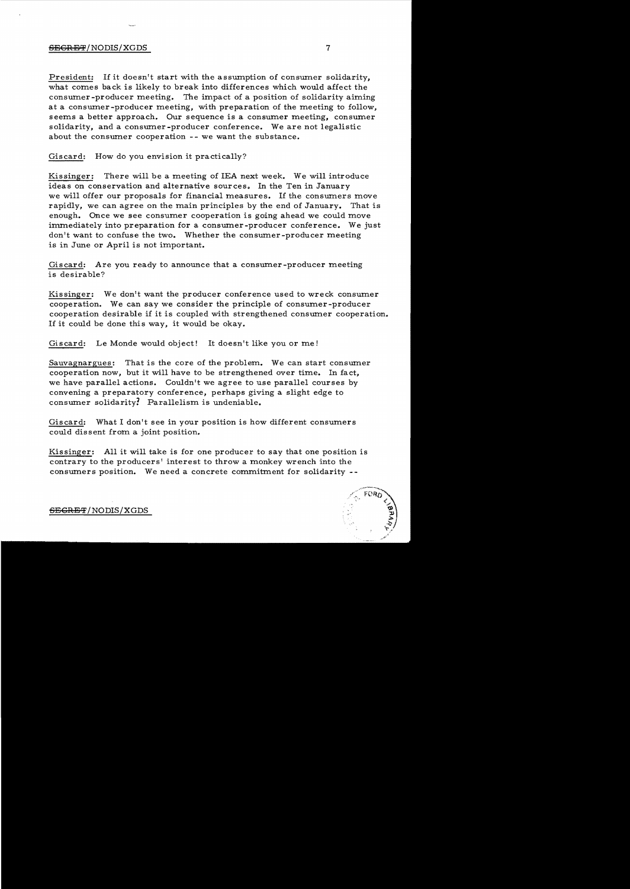President: If it doesn't start with the assumption of consumer solidarity, what comes back is likely to break into differences which would affect the consumer-producer meeting. The impact of a position of solidarity aiming at a consumer-producer meeting, with preparation of the meeting to follow, seems a better approach. Our sequence is a consumer meeting, consumer solidarity, and a consumer-producer conference. We are not legalistic about the consumer cooperation -- we want the substance.

Giscard: How do you envision it practically?

Kissinger: There will be a meeting of IEA next week. We will introduce ideas on conservation and alternative sources. In the Ten in January we will offer our proposals for financial measures. If the consumers move rapidly, we can agree on the main principles by the end of January. That is enough. Once we see consumer cooperation is going ahead we could move immediately into preparation for a consumer-producer conference. We just don't want to confuse the two. Whether the consumer-producer meeting is in June or April is not important.

Giscard: Are you ready to announce that a consumer-producer meeting is desirable?

Kissinger: We don't want the producer conference used to wreck consumer cooperation. We can say we consider the principle of consumer-producer cooperation desirable if it is coupled with strengthened consumer cooperation. If it could be done this way, it would be okay.

Giscard: Le Monde would object! It doesn't like you or me!

Sauvagnargues: That is the core of the problem. We can start consumer cooperation now, but it will have to be strengthened over time. In fact, we have parallel actions. Couldn't we agree to use parallel courses by convening a preparatory conference, perhaps giving a slight edge to consumer solidarity? Parallelism is undeniable.

Giscard: What I don't see in your position is how different consumers could dissent from a joint position.

Kissinger: All it will take is for one producer to say that one position is contrary to the producers' interest to throw a monkey wrench into the consumers position. We need a concrete commitment for solidarity --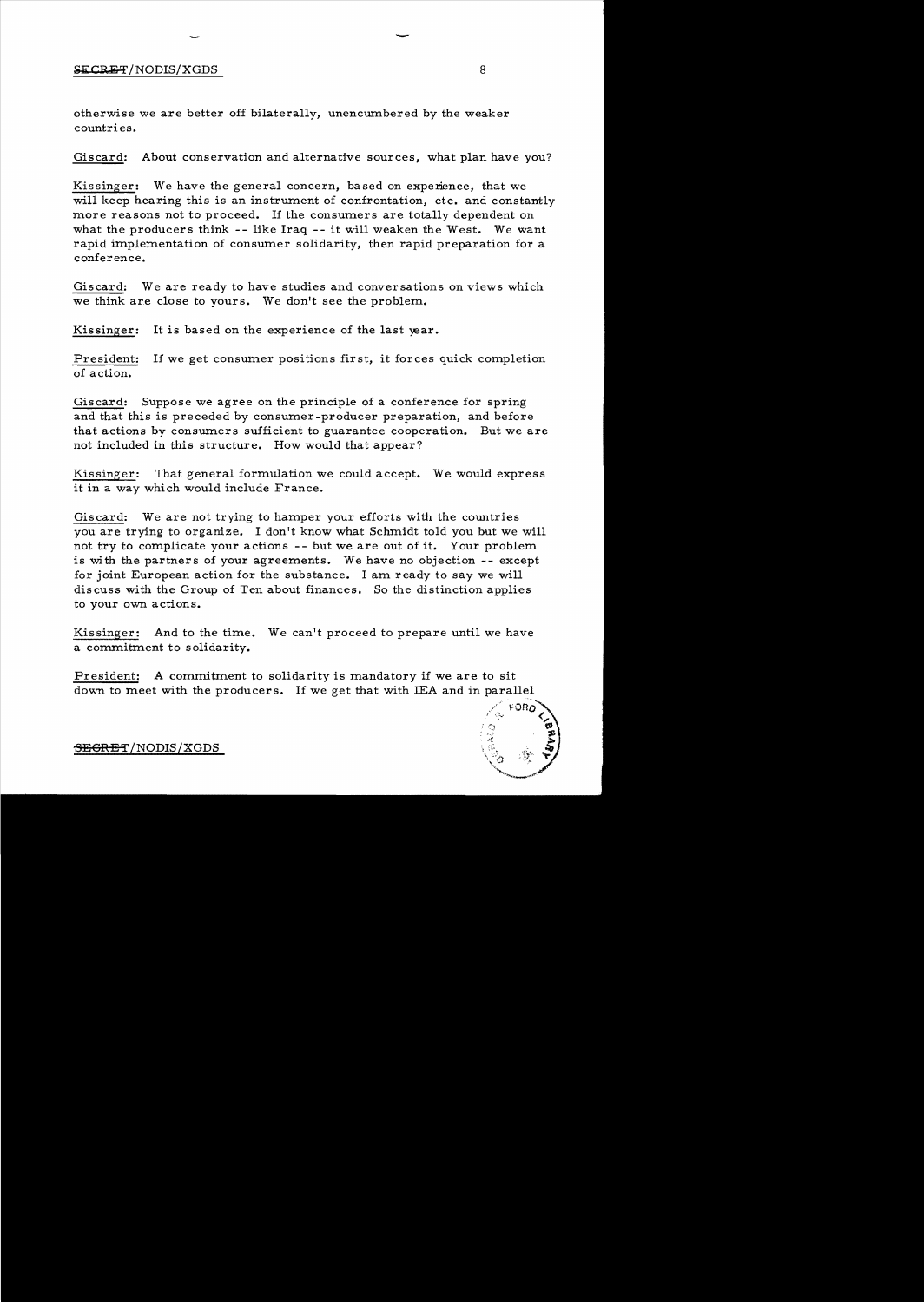otherwise we are better off bilaterally, unencumbered by the weaker countries.

Giscard: About conservation and alternative sources, what plan have you?

Kissinger: We have the general concern, based on experience, that we will keep hearing this is an instrument of confrontation, etc. and constantly more reasons not to proceed. If the consumers are totally dependent on what the producers think -- like Iraq -- it will weaken the West. We want rapid implementation of consumer solidarity, then rapid preparation for a conference.

Giscard: We are ready to have studies and conversations on views which we think are close to yours. We don't see the problem.

Kissinger: It is based on the experience of the last year.

President: If we get consumer positions first, it forces quick completion of action.

Giscard: Suppose we agree on the principle of a conference for spring and that this is preceded by consumer-producer preparation, and before that actions by consumers sufficient to guarantee cooperation. But we are not included in this structure. How would that appear?

Kissinger: That general formulation we could accept. We would express it in a way which would include France.

Giscard: We are not trying to hamper your efforts with the countries you are trying to organize. I don't know what Schmidt told you but we will not try to complicate your actions -- but we are out of it. Your problem is with the partners of your agreements. We have no objection -- except for joint European action for the substance. I am ready to say we will discuss with the Group of Ten about finances. So the distinction applies to your own actions.

Kissinger: And to the time. We can't proceed to prepare until we have a commitment to solidarity.

President: A commitment to solidarity is mandatory if we are to sit down to meet with the producers. If we get that with IEA and in parallel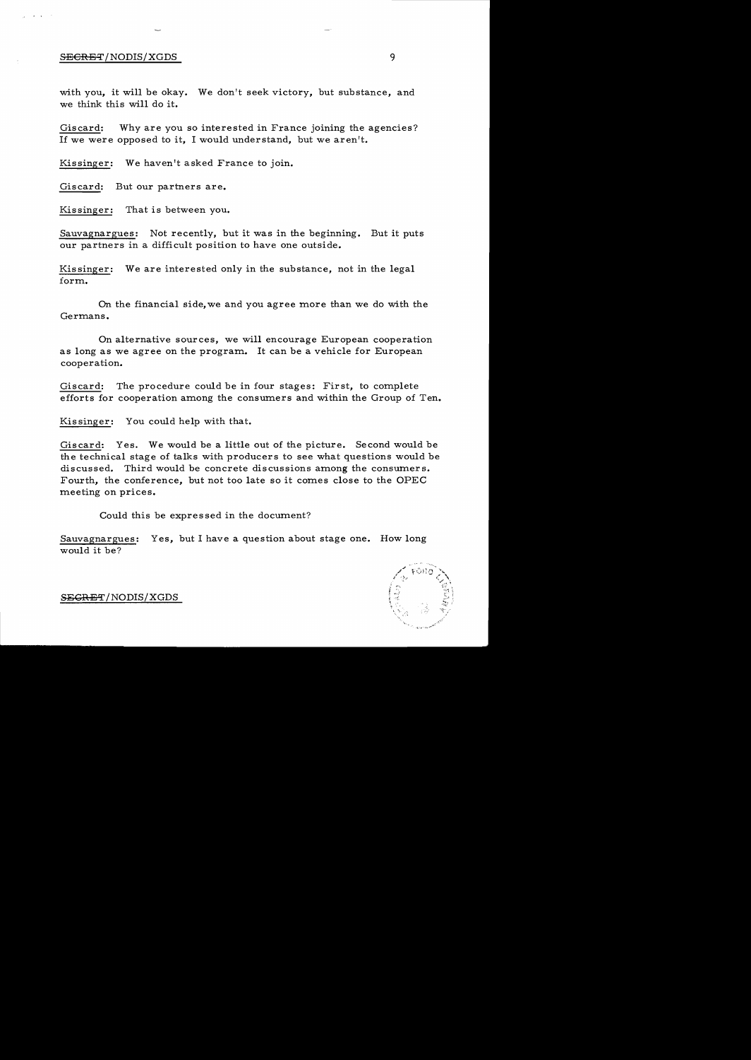with you, it will be okay. We don't seek victory, but substance, and we think this will do it.

Giscard: Why are you so interested in France joining the agencies? If we were opposed to it, I would understand, but we aren't.

Kissinger: We haven't asked France to join.

Giscard: But our partners are.

Kissinger: That is between you.

Sauvagnargues: Not recently, but it was in the beginning. But it puts our partners in a difficult position to have one outside.

Kissinger: We are interested only in the substance, not in the legal form.

On the financial side, we and you agree more than we do with the Germans.

On alternative sources, we will encourage European cooperation as long as we agree on the program. It can be a vehicle for European cooperation.

Giscard: The procedure could be in four stages: First, to complete efforts for cooperation among the consumers and within the Group of Ten.

Kissinger: You could help with that.

Giscard: Yes. We would be a little out of the picture. Second would be the technical stage of talks with producers to see what questions would be discussed. Third would be concrete discussions among the consumers. Fourth, the conference, but not too late so it comes close to the OPEC meeting on prices.

Could this be expressed in the document?

Sauvagnargues: Yes, but I have a question about stage one. How long would it be?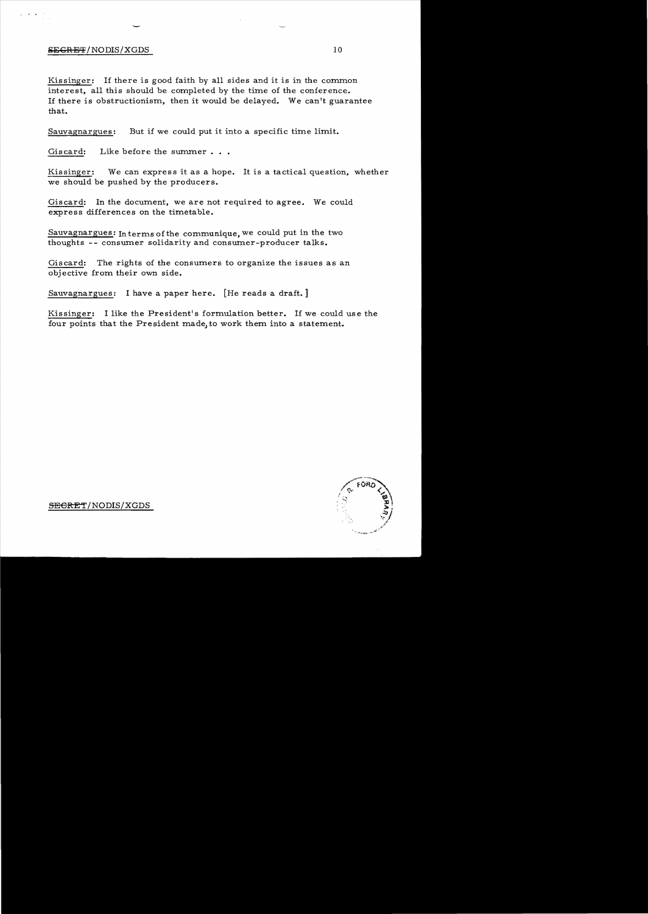Kissinger: If there is good faith by all sides and it is in the common interest, all this should be completed by the time of the conference. If there is obstructionism, then it would be delayed. We can't guarantee that.

Sauvagnargues: But if we could put it into a specific time limit.

Giscard: Like before the summer . . .

Kissinger: We can express it as a hope. It is a tactical question, whether we should be pushed by the producers.

Giscard: In the document, we are not required to agree. We could express differences on the timetable.

Sauvagnargues: In terms of the communique, we could put in the two thoughts -- consumer solidarity and consumer-producer talks.

Giscard: The rights of the consumers to organize the issues as an objective from their own side.

Sauvagnargues: I have a paper here. [He reads a draft.]

Kissinger: I like the President's formulation better. If we could use the four points that the President made, to work them into a statement.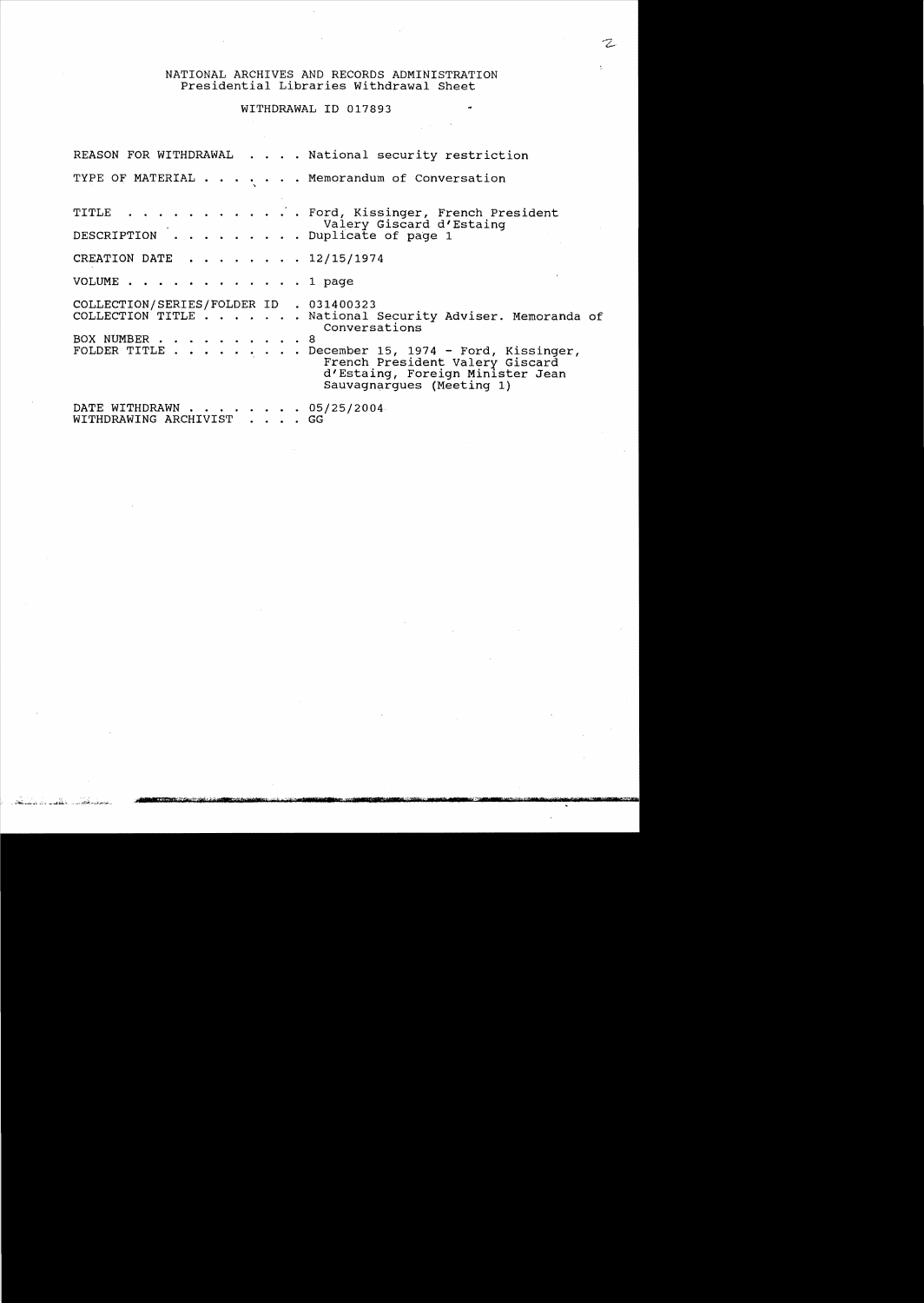NATIONAL ARCHIVES AND RECORDS ADMINISTRATION
Presidential Libraries Withdrawal Sheet

WITHDRAWAL ID 017893

| | |
|---|---|
| REASON FOR WITHDRAWAL | National security restriction |
| TYPE OF MATERIAL | Memorandum of Conversation |
| TITLE | Ford, Kissinger, French President Valery Giscard d'Estaing |
| DESCRIPTION | Duplicate of page 1 |
| CREATION DATE | 12/15/1974 |
| VOLUME | 1 page |
| COLLECTION/SERIES/FOLDER ID | 031400323 |
| COLLECTION TITLE | National Security Adviser. Memoranda of Conversations |
| BOX NUMBER | 8 |
| FOLDER TITLE | December 15, 1974 - Ford, Kissinger, French President Valery Giscard d'Estaing, Foreign Minister Jean Sauvagnargues (Meeting 1) |
| DATE WITHDRAWN | 05/25/2004 |
| WITHDRAWING ARCHIVIST | GG |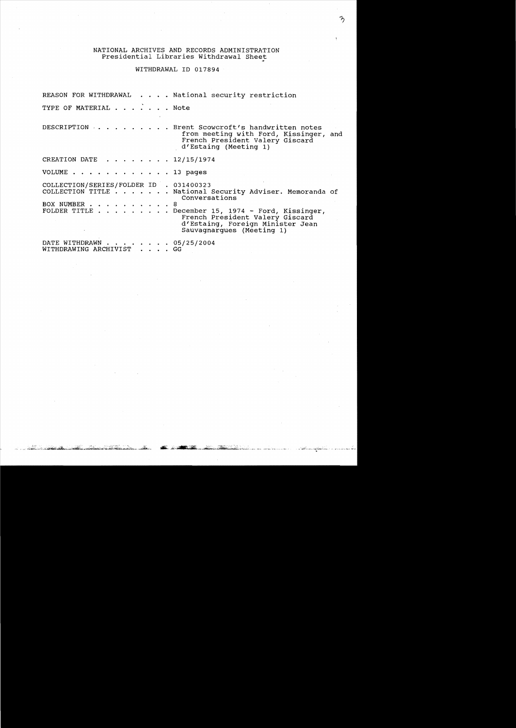NATIONAL ARCHIVES AND RECORDS ADMINISTRATION
Presidential Libraries Withdrawal Sheet

WITHDRAWAL ID 017894

REASON FOR WITHDRAWAL . . . . National security restriction

TYPE OF MATERIAL . . . . . . Note

DESCRIPTION . . . . . . . . . Brent Scowcroft's handwritten notes from meeting with Ford, Kissinger, and French President Valery Giscard d'Estaing (Meeting 1)

CREATION DATE . . . . . . . . 12/15/1974

VOLUME . . . . . . . . . . . . 13 pages

COLLECTION/SERIES/FOLDER ID . 031400323
COLLECTION TITLE . . . . . . . National Security Adviser. Memoranda of Conversations
BOX NUMBER . . . . . . . . . . 8
FOLDER TITLE . . . . . . . . . December 15, 1974 - Ford, Kissinger, French President Valery Giscard d'Estaing, Foreign Minister Jean Sauvagnargues (Meeting 1)

DATE WITHDRAWN . . . . . . . . 05/25/2004
WITHDRAWING ARCHIVIST . . . . GG